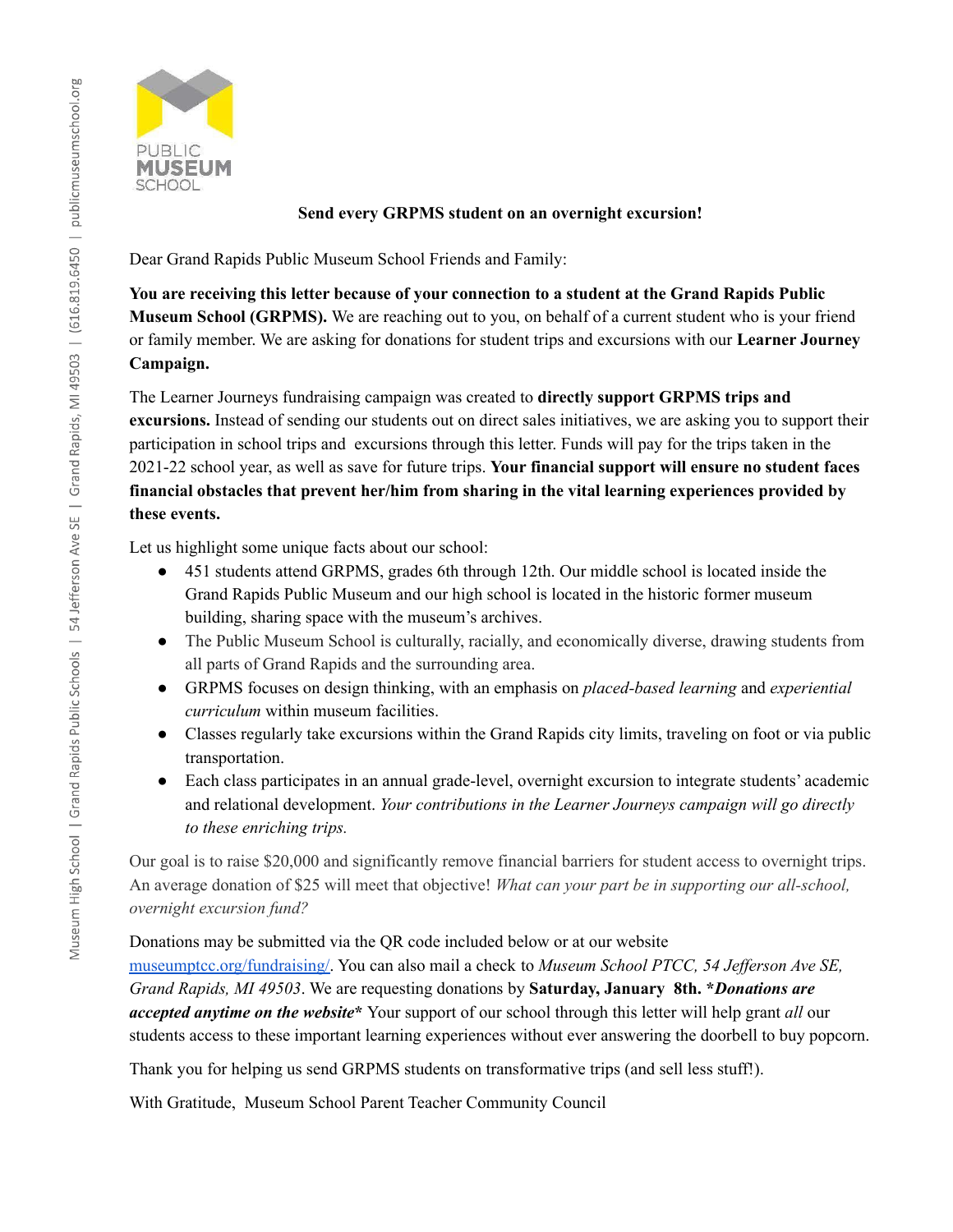PUBLIC **MUSEUM** SCHOOL

Museum High School | Grand Rapids Public Schools | 54 Jefferson Ave SE | Grand Rapids, MI 49503 | (616.819.6450 | publicmuseumschool.org

**Send every GRPMS student on an overnight excursion!**

Dear Grand Rapids Public Museum School Friends and Family:

**You are receiving this letter because of your connection to a student at the Grand Rapids Public Museum School (GRPMS).** We are reaching out to you, on behalf of a current student who is your friend or family member. We are asking for donations for student trips and excursions with our **Learner Journey Campaign.**

The Learner Journeys fundraising campaign was created to **directly support GRPMS trips and excursions.** Instead of sending our students out on direct sales initiatives, we are asking you to support their participation in school trips and excursions through this letter. Funds will pay for the trips taken in the 2021-22 school year, as well as save for future trips. **Your financial support will ensure no student faces financial obstacles that prevent her/him from sharing in the vital learning experiences provided by these events.**

Let us highlight some unique facts about our school:

- 451 students attend GRPMS, grades 6th through 12th. Our middle school is located inside the Grand Rapids Public Museum and our high school is located in the historic former museum building, sharing space with the museum's archives.
- The Public Museum School is culturally, racially, and economically diverse, drawing students from all parts of Grand Rapids and the surrounding area.
- GRPMS focuses on design thinking, with an emphasis on *placed-based learning* and *experiential curriculum* within museum facilities.
- Classes regularly take excursions within the Grand Rapids city limits, traveling on foot or via public transportation.
- Each class participates in an annual grade-level, overnight excursion to integrate students' academic and relational development. *Your contributions in the Learner Journeys campaign will go directly to these enriching trips.*

Our goal is to raise $20,000 and significantly remove financial barriers for student access to overnight trips. An average donation of $25 will meet that objective! *What can your part be in supporting our all-school, overnight excursion fund?*

Donations may be submitted via the QR code included below or at our website [museumptcc.org/fundraising/](museumptcc.org/fundraising/). You can also mail a check to *Museum School PTCC, 54 Jefferson Ave SE, Grand Rapids, MI 49503*. We are requesting donations by **Saturday, January 8th.** ***Donations are accepted anytime on the website*** Your support of our school through this letter will help grant *all* our students access to these important learning experiences without ever answering the doorbell to buy popcorn.

Thank you for helping us send GRPMS students on transformative trips (and sell less stuff!).

With Gratitude, Museum School Parent Teacher Community Council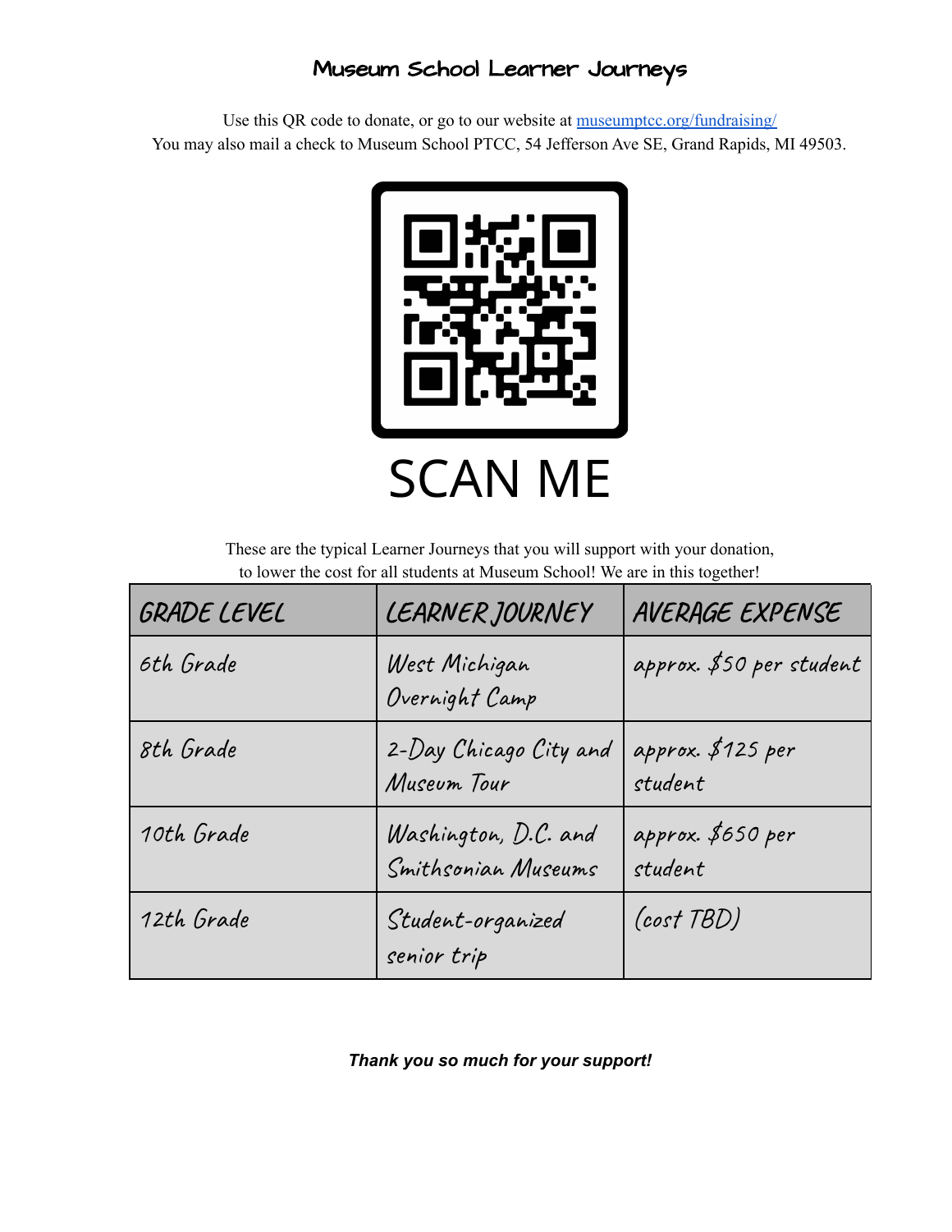# Museum School Learner Journeys

Use this QR code to donate, or go to our website at [museumptcc.org/fundraising/](museumptcc.org/fundraising/)
You may also mail a check to Museum School PTCC, 54 Jefferson Ave SE, Grand Rapids, MI 49503.

SCAN ME

These are the typical Learner Journeys that you will support with your donation, to lower the cost for all students at Museum School! We are in this together!

| GRADE LEVEL | LEARNER JOURNEY | AVERAGE EXPENSE |
|---|---|---|
| 6th Grade | West Michigan Overnight Camp | approx. $50 per student |
| 8th Grade | 2-Day Chicago City and Museum Tour | approx. $125 per student |
| 10th Grade | Washington, D.C. and Smithsonian Museums | approx. $650 per student |
| 12th Grade | Student-organized senior trip | (cost TBD) |

***Thank you so much for your support!***